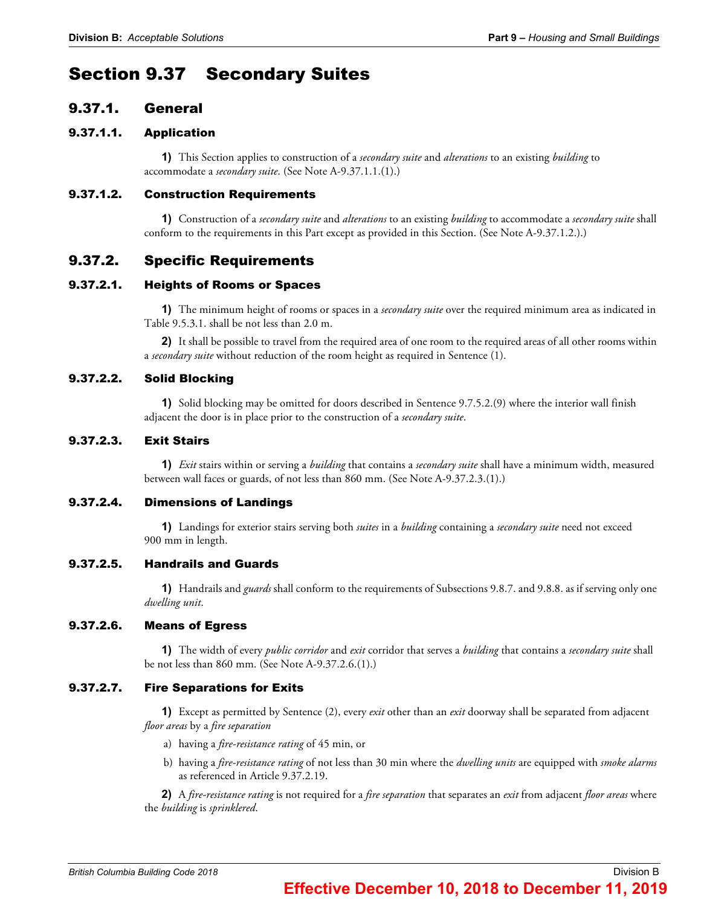# Section 9.37 Secondary Suites

## 9.37.1. General

### 9.37.1.1. Application

**1)** This Section applies to construction of a *secondary suite* and *alterations* to an existing *building* to accommodate a *secondary suite*. (See Note A-9.37.1.1.(1).)

### 9.37.1.2. Construction Requirements

**1)** Construction of a *secondary suite* and *alterations* to an existing *building* to accommodate a *secondary suite* shall conform to the requirements in this Part except as provided in this Section. (See Note A-9.37.1.2.).)

## 9.37.2. Specific Requirements

### 9.37.2.1. Heights of Rooms or Spaces

**1)** The minimum height of rooms or spaces in a *secondary suite* over the required minimum area as indicated in Table 9.5.3.1. shall be not less than 2.0 m.

**2)** It shall be possible to travel from the required area of one room to the required areas of all other rooms within a *secondary suite* without reduction of the room height as required in Sentence (1).

### 9.37.2.2. Solid Blocking

**1)** Solid blocking may be omitted for doors described in Sentence 9.7.5.2.(9) where the interior wall finish adjacent the door is in place prior to the construction of a *secondary suite*.

### 9.37.2.3. Exit Stairs

**1)** *Exit* stairs within or serving a *building* that contains a *secondary suite* shall have a minimum width, measured between wall faces or guards, of not less than 860 mm. (See Note A-9.37.2.3.(1).)

### 9.37.2.4. Dimensions of Landings

**1)** Landings for exterior stairs serving both *suites* in a *building* containing a *secondary suite* need not exceed 900 mm in length.

### 9.37.2.5. Handrails and Guards

**1)** Handrails and *guards* shall conform to the requirements of Subsections 9.8.7. and 9.8.8. as if serving only one *dwelling unit*.

### 9.37.2.6. Means of Egress

**1)** The width of every *public corridor* and *exit* corridor that serves a *building* that contains a *secondary suite* shall be not less than 860 mm. (See Note A-9.37.2.6.(1).)

### 9.37.2.7. Fire Separations for Exits

**1)** Except as permitted by Sentence (2), every *exit* other than an *exit* doorway shall be separated from adjacent *floor areas* by a *fire separation*

a) having a *fire-resistance rating* of 45 min, or

b) having a *fire-resistance rating* of not less than 30 min where the *dwelling units* are equipped with *smoke alarms* as referenced in Article 9.37.2.19.

**2)** A *fire-resistance rating* is not required for a *fire separation* that separates an *exit* from adjacent *floor areas* where the *building* is *sprinklered*.

**Effective December 10, 2018 to December 11, 2019**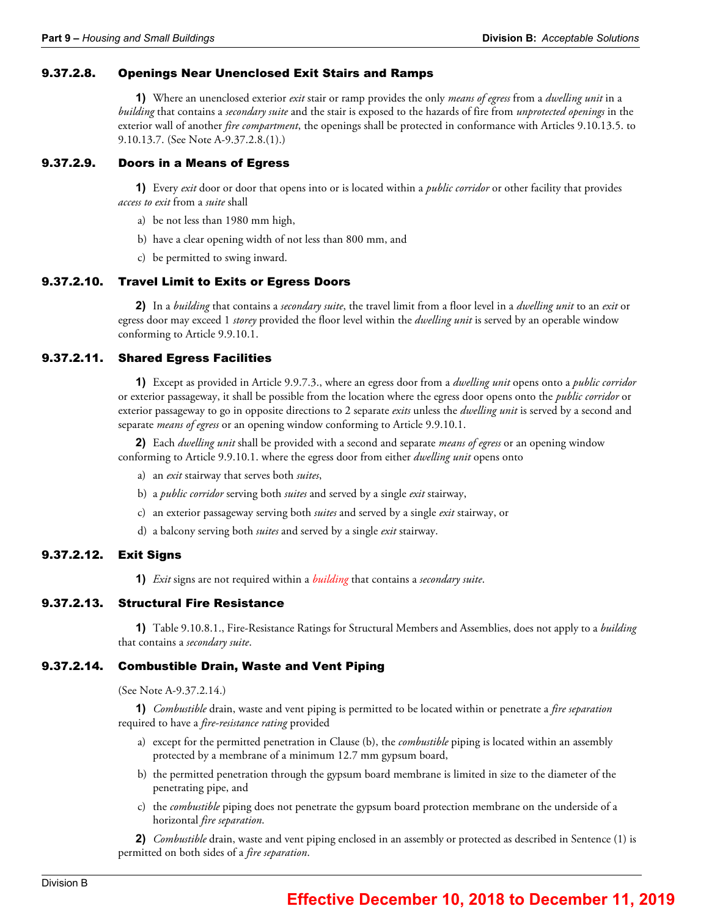### 9.37.2.8. Openings Near Unenclosed Exit Stairs and Ramps

**1)** Where an unenclosed exterior *exit* stair or ramp provides the only *means of egress* from a *dwelling unit* in a *building* that contains a *secondary suite* and the stair is exposed to the hazards of fire from *unprotected openings* in the exterior wall of another *fire compartment*, the openings shall be protected in conformance with Articles 9.10.13.5. to 9.10.13.7. (See Note A-9.37.2.8.(1).)

### 9.37.2.9. Doors in a Means of Egress

**1)** Every *exit* door or door that opens into or is located within a *public corridor* or other facility that provides *access to exit* from a *suite* shall

a) be not less than 1980 mm high,

b) have a clear opening width of not less than 800 mm, and

c) be permitted to swing inward.

### 9.37.2.10. Travel Limit to Exits or Egress Doors

**2)** In a *building* that contains a *secondary suite*, the travel limit from a floor level in a *dwelling unit* to an *exit* or egress door may exceed 1 *storey* provided the floor level within the *dwelling unit* is served by an operable window conforming to Article 9.9.10.1.

### 9.37.2.11. Shared Egress Facilities

**1)** Except as provided in Article 9.9.7.3., where an egress door from a *dwelling unit* opens onto a *public corridor* or exterior passageway, it shall be possible from the location where the egress door opens onto the *public corridor* or exterior passageway to go in opposite directions to 2 separate *exits* unless the *dwelling unit* is served by a second and separate *means of egress* or an opening window conforming to Article 9.9.10.1.

**2)** Each *dwelling unit* shall be provided with a second and separate *means of egress* or an opening window conforming to Article 9.9.10.1. where the egress door from either *dwelling unit* opens onto

a) an *exit* stairway that serves both *suites*,

b) a *public corridor* serving both *suites* and served by a single *exit* stairway,

c) an exterior passageway serving both *suites* and served by a single *exit* stairway, or

d) a balcony serving both *suites* and served by a single *exit* stairway.

### 9.37.2.12. Exit Signs

**1)** *Exit* signs are not required within a *building* that contains a *secondary suite*.

### 9.37.2.13. Structural Fire Resistance

**1)** Table 9.10.8.1., Fire-Resistance Ratings for Structural Members and Assemblies, does not apply to a *building* that contains a *secondary suite*.

### 9.37.2.14. Combustible Drain, Waste and Vent Piping

(See Note A-9.37.2.14.)

**1)** *Combustible* drain, waste and vent piping is permitted to be located within or penetrate a *fire separation* required to have a *fire-resistance rating* provided

a) except for the permitted penetration in Clause (b), the *combustible* piping is located within an assembly protected by a membrane of a minimum 12.7 mm gypsum board,

b) the permitted penetration through the gypsum board membrane is limited in size to the diameter of the penetrating pipe, and

c) the *combustible* piping does not penetrate the gypsum board protection membrane on the underside of a horizontal *fire separation*.

**2)** *Combustible* drain, waste and vent piping enclosed in an assembly or protected as described in Sentence (1) is permitted on both sides of a *fire separation*.

**Effective December 10, 2018 to December 11, 2019**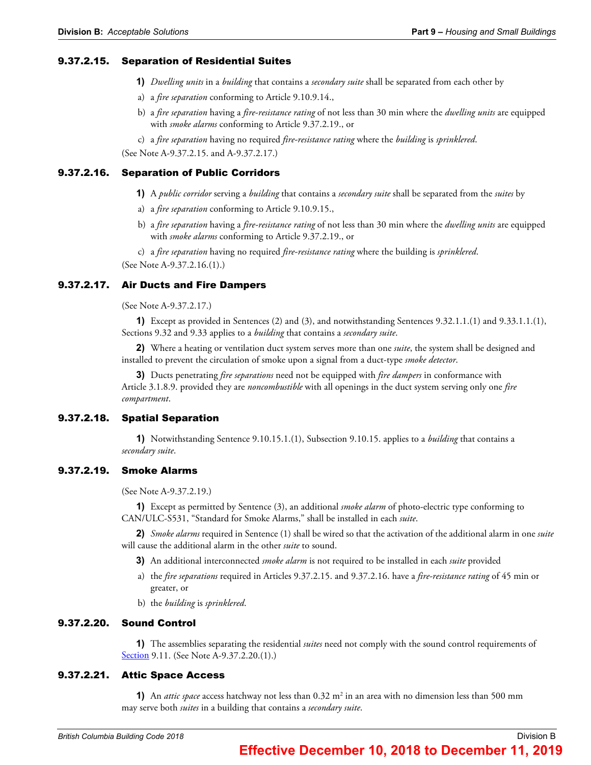### 9.37.2.15. Separation of Residential Suites

**1)** *Dwelling units* in a *building* that contains a *secondary suite* shall be separated from each other by

a) a *fire separation* conforming to Article 9.10.9.14.,

b) a *fire separation* having a *fire-resistance rating* of not less than 30 min where the *dwelling units* are equipped with *smoke alarms* conforming to Article 9.37.2.19., or

c) a *fire separation* having no required *fire-resistance rating* where the *building* is *sprinklered*.

(See Note A-9.37.2.15. and A-9.37.2.17.)

### 9.37.2.16. Separation of Public Corridors

**1)** A *public corridor* serving a *building* that contains a *secondary suite* shall be separated from the *suites* by

a) a *fire separation* conforming to Article 9.10.9.15.,

b) a *fire separation* having a *fire-resistance rating* of not less than 30 min where the *dwelling units* are equipped with *smoke alarms* conforming to Article 9.37.2.19., or

c) a *fire separation* having no required *fire-resistance rating* where the building is *sprinklered*.

(See Note A-9.37.2.16.(1).)

### 9.37.2.17. Air Ducts and Fire Dampers

(See Note A-9.37.2.17.)

**1)** Except as provided in Sentences (2) and (3), and notwithstanding Sentences 9.32.1.1.(1) and 9.33.1.1.(1), Sections 9.32 and 9.33 applies to a *building* that contains a *secondary suite*.

**2)** Where a heating or ventilation duct system serves more than one *suite*, the system shall be designed and installed to prevent the circulation of smoke upon a signal from a duct-type *smoke detector*.

**3)** Ducts penetrating *fire separations* need not be equipped with *fire dampers* in conformance with Article 3.1.8.9. provided they are *noncombustible* with all openings in the duct system serving only one *fire compartment*.

### 9.37.2.18. Spatial Separation

**1)** Notwithstanding Sentence 9.10.15.1.(1), Subsection 9.10.15. applies to a *building* that contains a *secondary suite*.

### 9.37.2.19. Smoke Alarms

(See Note A-9.37.2.19.)

**1)** Except as permitted by Sentence (3), an additional *smoke alarm* of photo-electric type conforming to CAN/ULC-S531, "Standard for Smoke Alarms," shall be installed in each *suite*.

**2)** *Smoke alarms* required in Sentence (1) shall be wired so that the activation of the additional alarm in one *suite* will cause the additional alarm in the other *suite* to sound.

**3)** An additional interconnected *smoke alarm* is not required to be installed in each *suite* provided

a) the *fire separations* required in Articles 9.37.2.15. and 9.37.2.16. have a *fire-resistance rating* of 45 min or greater, or

b) the *building* is *sprinklered*.

### 9.37.2.20. Sound Control

**1)** The assemblies separating the residential *suites* need not comply with the sound control requirements of Section 9.11. (See Note A-9.37.2.20.(1).)

### 9.37.2.21. Attic Space Access

**1)** An *attic space* access hatchway not less than 0.32 m² in an area with no dimension less than 500 mm may serve both *suites* in a building that contains a *secondary suite*.

**Effective December 10, 2018 to December 11, 2019**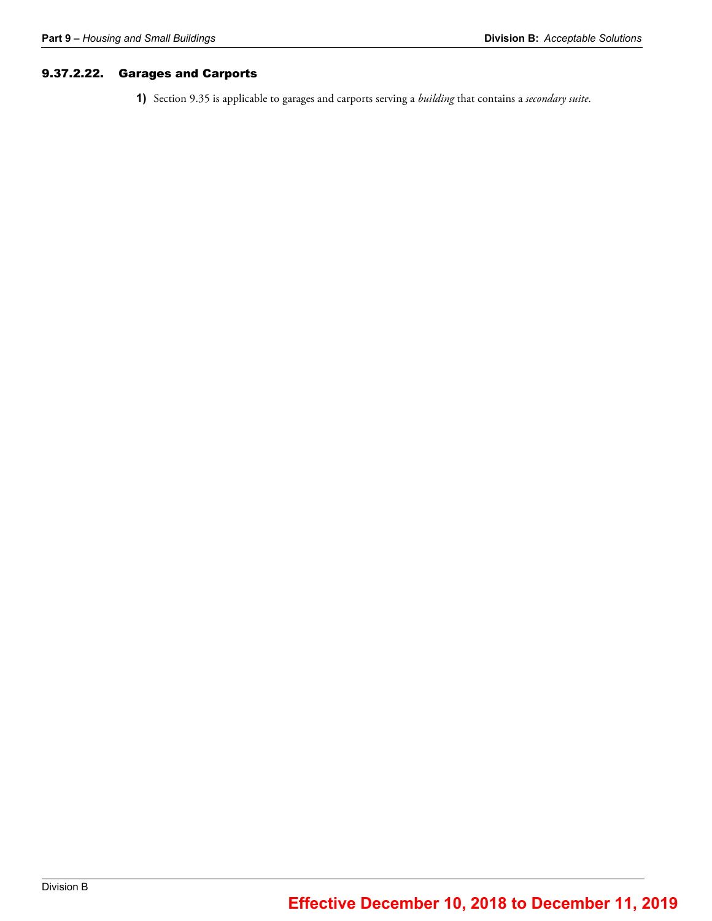### 9.37.2.22. Garages and Carports

**1)** Section 9.35 is applicable to garages and carports serving a *building* that contains a *secondary suite*.

**Effective December 10, 2018 to December 11, 2019**